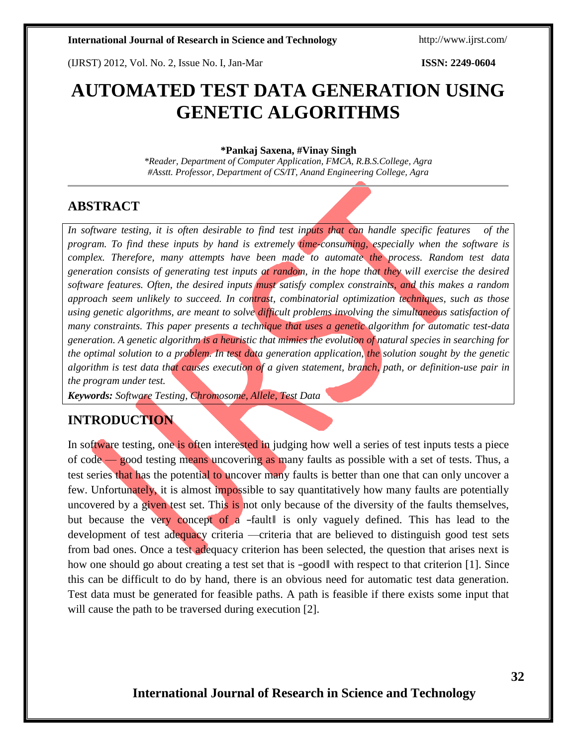# AUTOMATED TEST DATA GENERATION USING GENETIC ALGORITHMS

**\*Pankaj Saxena, #Vinay Singh**

*\*Reader, Department of Computer Application, FMCA, R.B.S.College, Agra*
*#Asstt. Professor, Department of CS/IT, Anand Engineering College, Agra*

## ABSTRACT

*In software testing, it is often desirable to find test inputs that can handle specific features of the program. To find these inputs by hand is extremely time-consuming, especially when the software is complex. Therefore, many attempts have been made to automate the process. Random test data generation consists of generating test inputs at random, in the hope that they will exercise the desired software features. Often, the desired inputs must satisfy complex constraints, and this makes a random approach seem unlikely to succeed. In contrast, combinatorial optimization techniques, such as those using genetic algorithms, are meant to solve difficult problems involving the simultaneous satisfaction of many constraints. This paper presents a technique that uses a genetic algorithm for automatic test-data generation. A genetic algorithm is a heuristic that mimics the evolution of natural species in searching for the optimal solution to a problem. In test data generation application, the solution sought by the genetic algorithm is test data that causes execution of a given statement, branch, path, or definition-use pair in the program under test.*

***Keywords:*** *Software Testing, Chromosome, Allele, Test Data*

## INTRODUCTION

In software testing, one is often interested in judging how well a series of test inputs tests a piece of code — good testing means uncovering as many faults as possible with a set of tests. Thus, a test series that has the potential to uncover many faults is better than one that can only uncover a few. Unfortunately, it is almost impossible to say quantitatively how many faults are potentially uncovered by a given test set. This is not only because of the diversity of the faults themselves, but because the very concept of a ‗fault‖ is only vaguely defined. This has lead to the development of test adequacy criteria —criteria that are believed to distinguish good test sets from bad ones. Once a test adequacy criterion has been selected, the question that arises next is how one should go about creating a test set that is ‗good‖ with respect to that criterion [1]. Since this can be difficult to do by hand, there is an obvious need for automatic test data generation. Test data must be generated for feasible paths. A path is feasible if there exists some input that will cause the path to be traversed during execution [2].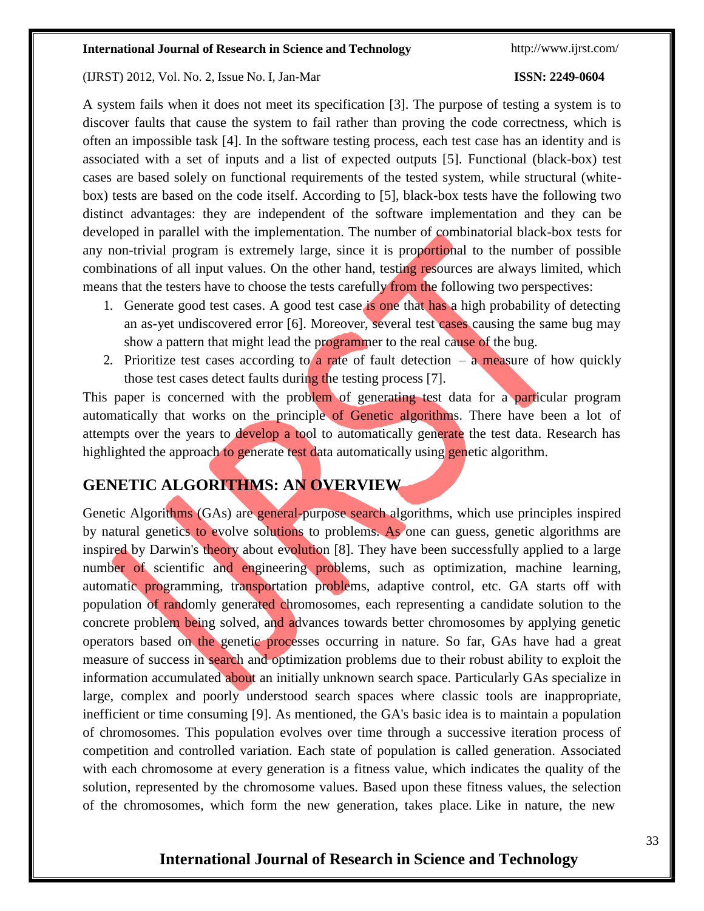A system fails when it does not meet its specification [3]. The purpose of testing a system is to discover faults that cause the system to fail rather than proving the code correctness, which is often an impossible task [4]. In the software testing process, each test case has an identity and is associated with a set of inputs and a list of expected outputs [5]. Functional (black-box) test cases are based solely on functional requirements of the tested system, while structural (white-box) tests are based on the code itself. According to [5], black-box tests have the following two distinct advantages: they are independent of the software implementation and they can be developed in parallel with the implementation. The number of combinatorial black-box tests for any non-trivial program is extremely large, since it is proportional to the number of possible combinations of all input values. On the other hand, testing resources are always limited, which means that the testers have to choose the tests carefully from the following two perspectives:

1. Generate good test cases. A good test case is one that has a high probability of detecting an as-yet undiscovered error [6]. Moreover, several test cases causing the same bug may show a pattern that might lead the programmer to the real cause of the bug.
2. Prioritize test cases according to a rate of fault detection – a measure of how quickly those test cases detect faults during the testing process [7].

This paper is concerned with the problem of generating test data for a particular program automatically that works on the principle of Genetic algorithms. There have been a lot of attempts over the years to develop a tool to automatically generate the test data. Research has highlighted the approach to generate test data automatically using genetic algorithm.

## GENETIC ALGORITHMS: AN OVERVIEW

Genetic Algorithms (GAs) are general-purpose search algorithms, which use principles inspired by natural genetics to evolve solutions to problems. As one can guess, genetic algorithms are inspired by Darwin's theory about evolution [8]. They have been successfully applied to a large number of scientific and engineering problems, such as optimization, machine learning, automatic programming, transportation problems, adaptive control, etc. GA starts off with population of randomly generated chromosomes, each representing a candidate solution to the concrete problem being solved, and advances towards better chromosomes by applying genetic operators based on the genetic processes occurring in nature. So far, GAs have had a great measure of success in search and optimization problems due to their robust ability to exploit the information accumulated about an initially unknown search space. Particularly GAs specialize in large, complex and poorly understood search spaces where classic tools are inappropriate, inefficient or time consuming [9]. As mentioned, the GA's basic idea is to maintain a population of chromosomes. This population evolves over time through a successive iteration process of competition and controlled variation. Each state of population is called generation. Associated with each chromosome at every generation is a fitness value, which indicates the quality of the solution, represented by the chromosome values. Based upon these fitness values, the selection of the chromosomes, which form the new generation, takes place. Like in nature, the new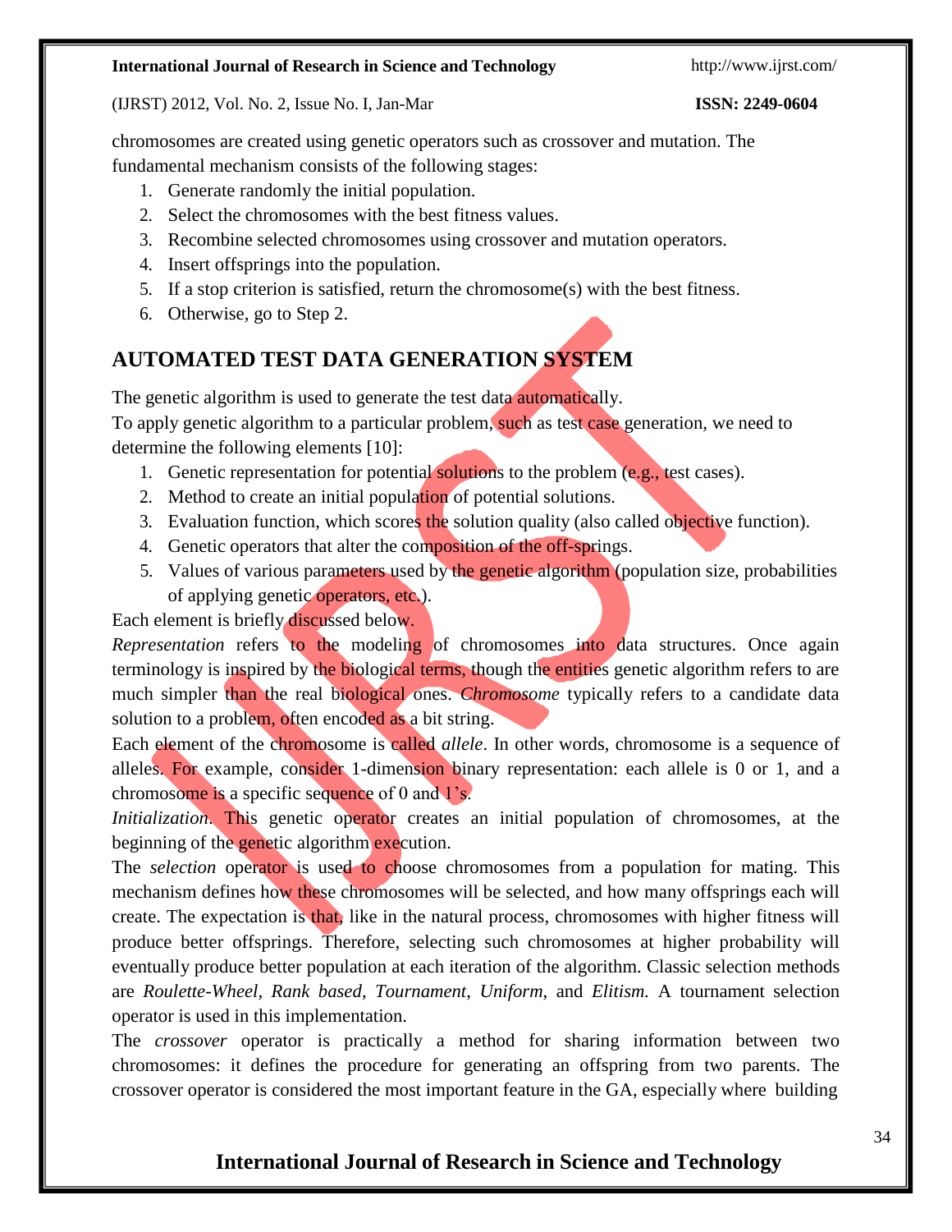chromosomes are created using genetic operators such as crossover and mutation. The fundamental mechanism consists of the following stages:

1. Generate randomly the initial population.
2. Select the chromosomes with the best fitness values.
3. Recombine selected chromosomes using crossover and mutation operators.
4. Insert offsprings into the population.
5. If a stop criterion is satisfied, return the chromosome(s) with the best fitness.
6. Otherwise, go to Step 2.

## AUTOMATED TEST DATA GENERATION SYSTEM

The genetic algorithm is used to generate the test data automatically.

To apply genetic algorithm to a particular problem, such as test case generation, we need to determine the following elements [10]:

1. Genetic representation for potential solutions to the problem (e.g., test cases).
2. Method to create an initial population of potential solutions.
3. Evaluation function, which scores the solution quality (also called objective function).
4. Genetic operators that alter the composition of the off-springs.
5. Values of various parameters used by the genetic algorithm (population size, probabilities of applying genetic operators, etc.).

Each element is briefly discussed below.

*Representation* refers to the modeling of chromosomes into data structures. Once again terminology is inspired by the biological terms, though the entities genetic algorithm refers to are much simpler than the real biological ones. *Chromosome* typically refers to a candidate data solution to a problem, often encoded as a bit string.

Each element of the chromosome is called *allele*. In other words, chromosome is a sequence of alleles. For example, consider 1-dimension binary representation: each allele is 0 or 1, and a chromosome is a specific sequence of 0 and 1's.

*Initialization*. This genetic operator creates an initial population of chromosomes, at the beginning of the genetic algorithm execution.

The *selection* operator is used to choose chromosomes from a population for mating. This mechanism defines how these chromosomes will be selected, and how many offsprings each will create. The expectation is that, like in the natural process, chromosomes with higher fitness will produce better offsprings. Therefore, selecting such chromosomes at higher probability will eventually produce better population at each iteration of the algorithm. Classic selection methods are *Roulette-Wheel*, *Rank based*, *Tournament*, *Uniform*, and *Elitism*. A tournament selection operator is used in this implementation.

The *crossover* operator is practically a method for sharing information between two chromosomes: it defines the procedure for generating an offspring from two parents. The crossover operator is considered the most important feature in the GA, especially where building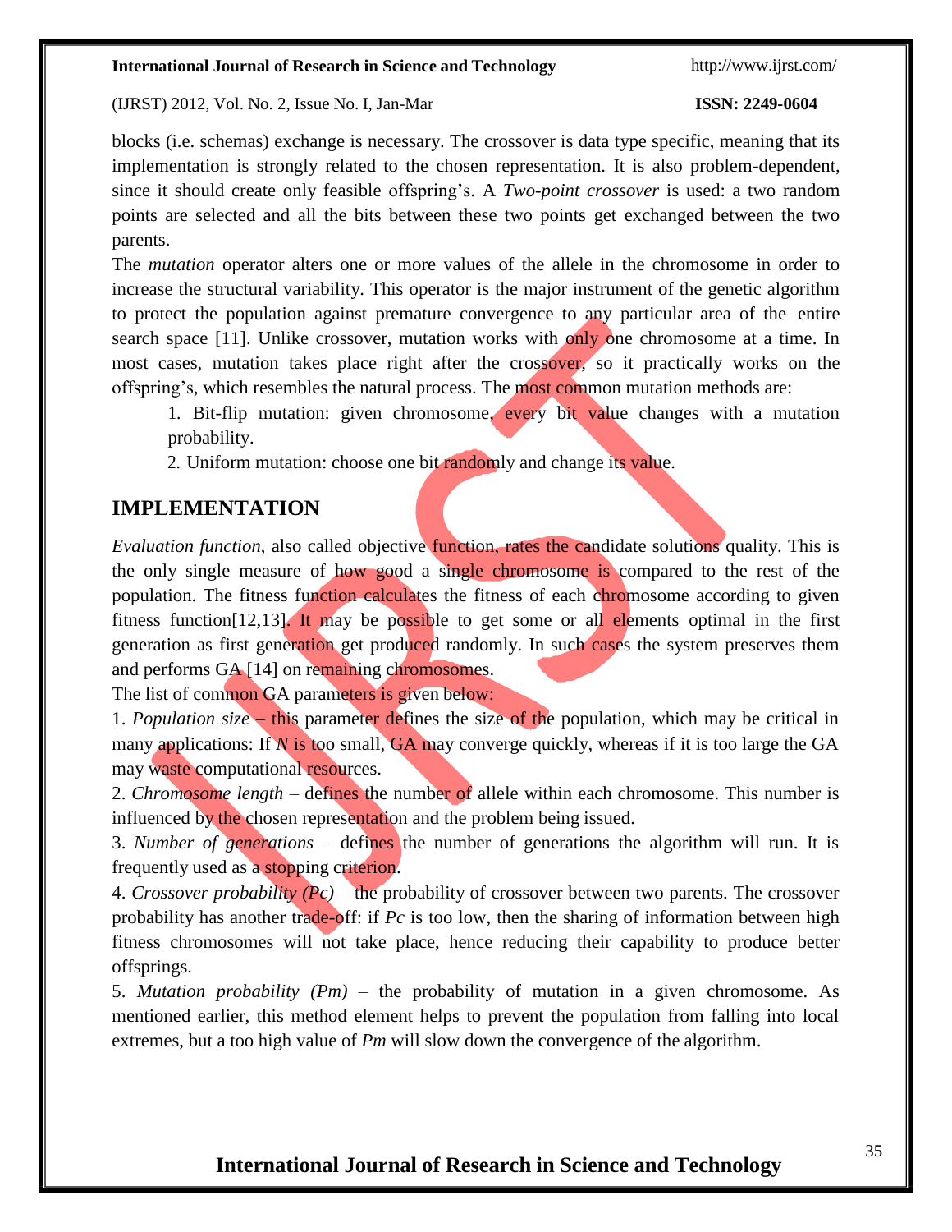blocks (i.e. schemas) exchange is necessary. The crossover is data type specific, meaning that its implementation is strongly related to the chosen representation. It is also problem-dependent, since it should create only feasible offspring's. A *Two-point crossover* is used: a two random points are selected and all the bits between these two points get exchanged between the two parents.

The *mutation* operator alters one or more values of the allele in the chromosome in order to increase the structural variability. This operator is the major instrument of the genetic algorithm to protect the population against premature convergence to any particular area of the entire search space [11]. Unlike crossover, mutation works with only one chromosome at a time. In most cases, mutation takes place right after the crossover, so it practically works on the offspring's, which resembles the natural process. The most common mutation methods are:

1. Bit-flip mutation: given chromosome, every bit value changes with a mutation probability.
2. Uniform mutation: choose one bit randomly and change its value.

## IMPLEMENTATION

*Evaluation function*, also called objective function, rates the candidate solutions quality. This is the only single measure of how good a single chromosome is compared to the rest of the population. The fitness function calculates the fitness of each chromosome according to given fitness function[12,13]. It may be possible to get some or all elements optimal in the first generation as first generation get produced randomly. In such cases the system preserves them and performs GA [14] on remaining chromosomes.

The list of common GA parameters is given below:

1. *Population size* – this parameter defines the size of the population, which may be critical in many applications: If *N* is too small, GA may converge quickly, whereas if it is too large the GA may waste computational resources.
2. *Chromosome length* – defines the number of allele within each chromosome. This number is influenced by the chosen representation and the problem being issued.
3. *Number of generations* – defines the number of generations the algorithm will run. It is frequently used as a stopping criterion.
4. *Crossover probability (Pc)* – the probability of crossover between two parents. The crossover probability has another trade-off: if *Pc* is too low, then the sharing of information between high fitness chromosomes will not take place, hence reducing their capability to produce better offsprings.
5. *Mutation probability (Pm)* – the probability of mutation in a given chromosome. As mentioned earlier, this method element helps to prevent the population from falling into local extremes, but a too high value of *Pm* will slow down the convergence of the algorithm.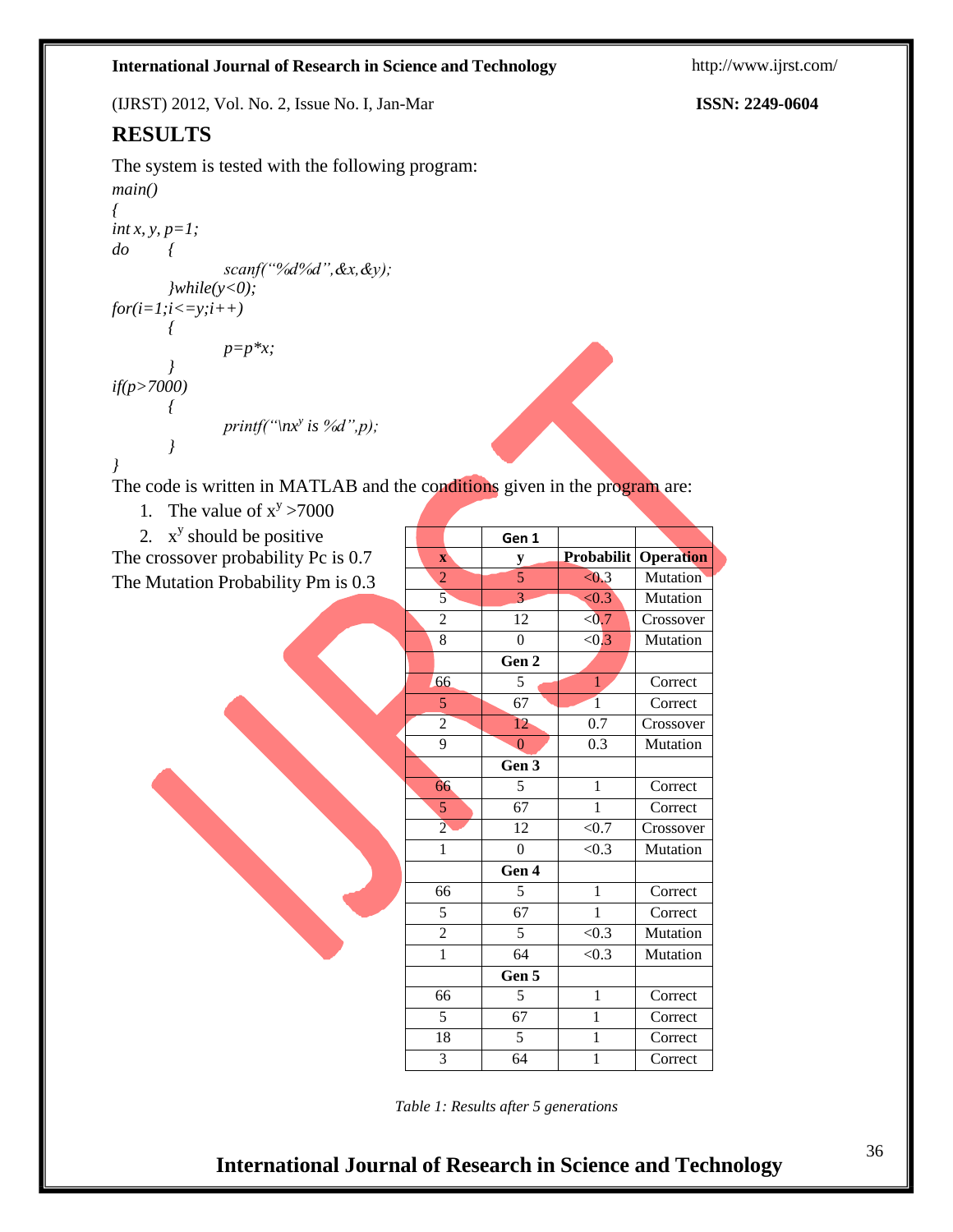## RESULTS

The system is tested with the following program:

```
main()
{
int x, y, p=1;
do      {
                scanf(“%d%d”,&x,&y);
        }while(y<0);
for(i=1;i<=y;i++)
        {
                p=p*x;
        }
if(p>7000)
        {
                printf(“\nx^y is %d”,p);
        }
}
```

The code is written in MATLAB and the conditions given in the program are:

1. The value of $x^y > 7000$
2. $x^y$ should be positive

The crossover probability Pc is 0.7

The Mutation Probability Pm is 0.3

| | Gen 1 | | |
|---|---|---|---|
| **x** | **y** | **Probabilit** | **Operation** |
| 2 | 5 | <0.3 | Mutation |
| 5 | 3 | <0.3 | Mutation |
| 2 | 12 | <0.7 | Crossover |
| 8 | 0 | <0.3 | Mutation |
| | **Gen 2** | | |
| 66 | 5 | 1 | Correct |
| 5 | 67 | 1 | Correct |
| 2 | 12 | 0.7 | Crossover |
| 9 | 0 | 0.3 | Mutation |
| | **Gen 3** | | |
| 66 | 5 | 1 | Correct |
| 5 | 67 | 1 | Correct |
| 2 | 12 | <0.7 | Crossover |
| 1 | 0 | <0.3 | Mutation |
| | **Gen 4** | | |
| 66 | 5 | 1 | Correct |
| 5 | 67 | 1 | Correct |
| 2 | 5 | <0.3 | Mutation |
| 1 | 64 | <0.3 | Mutation |
| | **Gen 5** | | |
| 66 | 5 | 1 | Correct |
| 5 | 67 | 1 | Correct |
| 18 | 5 | 1 | Correct |
| 3 | 64 | 1 | Correct |

*Table 1: Results after 5 generations*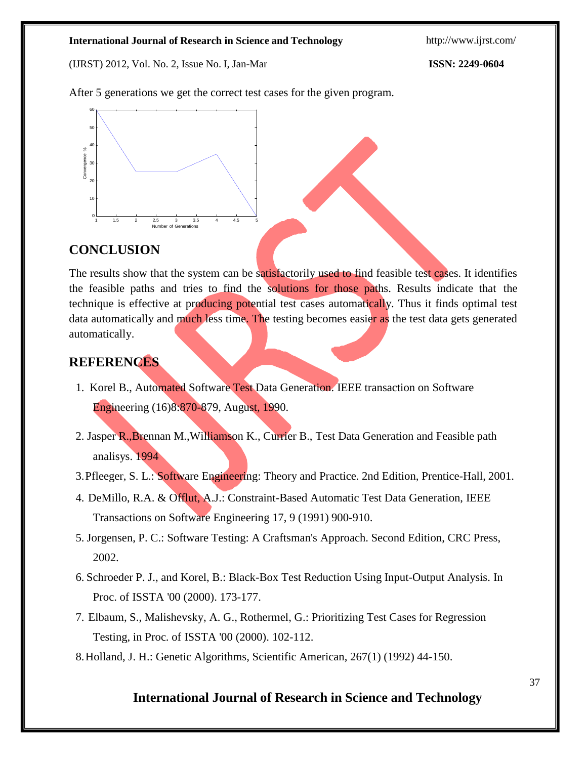After 5 generations we get the correct test cases for the given program.

## CONCLUSION

The results show that the system can be satisfactorily used to find feasible test cases. It identifies the feasible paths and tries to find the solutions for those paths. Results indicate that the technique is effective at producing potential test cases automatically. Thus it finds optimal test data automatically and much less time. The testing becomes easier as the test data gets generated automatically.

## REFERENCES

1. Korel B., Automated Software Test Data Generation. IEEE transaction on Software Engineering (16)8:870-879, August, 1990.
2. Jasper R.,Brennan M.,Williamson K., Currier B., Test Data Generation and Feasible path analisys. 1994
3. Pfleeger, S. L.: Software Engineering: Theory and Practice. 2nd Edition, Prentice-Hall, 2001.
4. DeMillo, R.A. & Offlut, A.J.: Constraint-Based Automatic Test Data Generation, IEEE Transactions on Software Engineering 17, 9 (1991) 900-910.
5. Jorgensen, P. C.: Software Testing: A Craftsman's Approach. Second Edition, CRC Press, 2002.
6. Schroeder P. J., and Korel, B.: Black-Box Test Reduction Using Input-Output Analysis. In Proc. of ISSTA '00 (2000). 173-177.
7. Elbaum, S., Malishevsky, A. G., Rothermel, G.: Prioritizing Test Cases for Regression Testing, in Proc. of ISSTA '00 (2000). 102-112.
8. Holland, J. H.: Genetic Algorithms, Scientific American, 267(1) (1992) 44-150.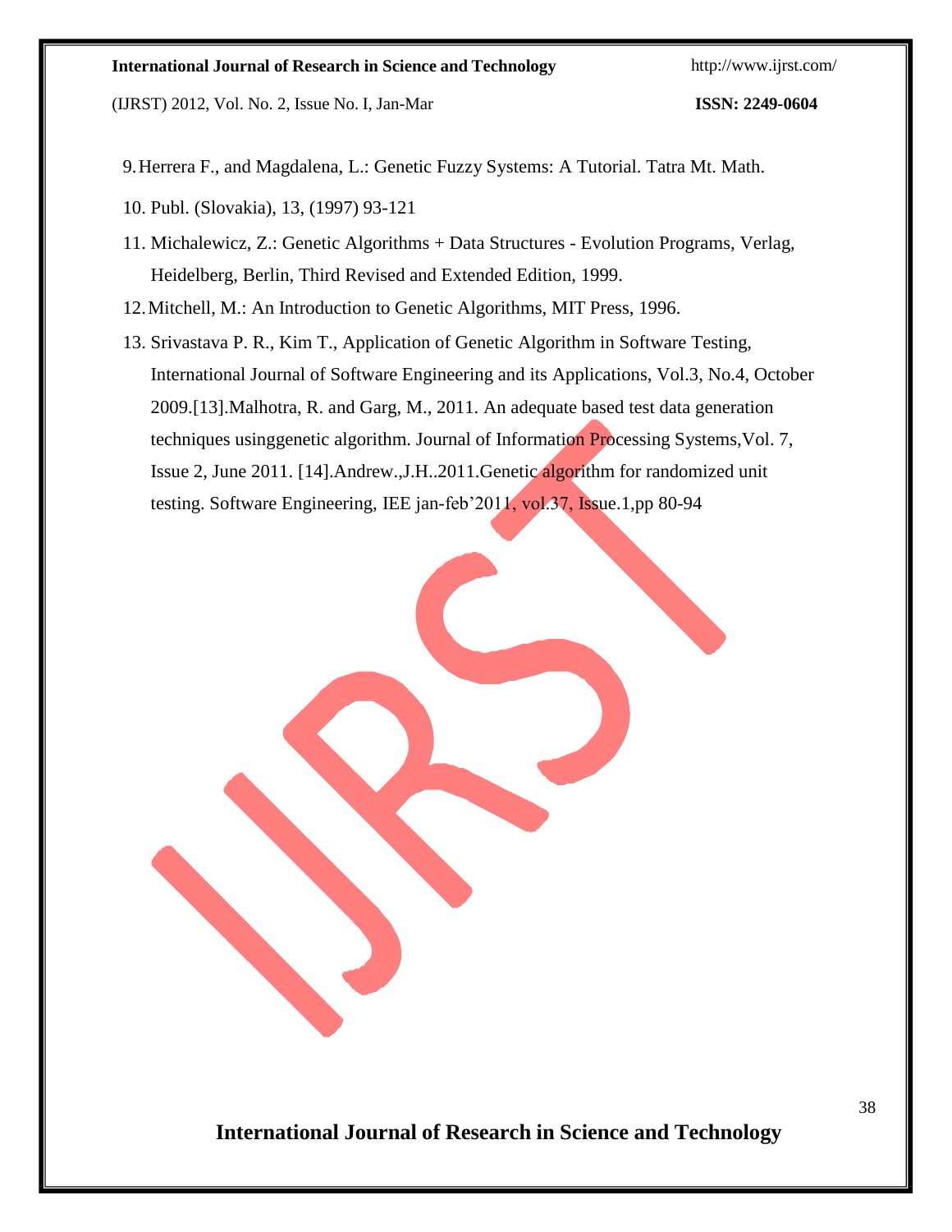9. Herrera F., and Magdalena, L.: Genetic Fuzzy Systems: A Tutorial. Tatra Mt. Math.
10. Publ. (Slovakia), 13, (1997) 93-121
11. Michalewicz, Z.: Genetic Algorithms + Data Structures - Evolution Programs, Verlag, Heidelberg, Berlin, Third Revised and Extended Edition, 1999.
12. Mitchell, M.: An Introduction to Genetic Algorithms, MIT Press, 1996.
13. Srivastava P. R., Kim T., Application of Genetic Algorithm in Software Testing, International Journal of Software Engineering and its Applications, Vol.3, No.4, October 2009.[13].Malhotra, R. and Garg, M., 2011. An adequate based test data generation techniques usinggenetic algorithm. Journal of Information Processing Systems,Vol. 7, Issue 2, June 2011. [14].Andrew.,J.H..2011.Genetic algorithm for randomized unit testing. Software Engineering, IEE jan-feb'2011, vol.37, Issue.1,pp 80-94